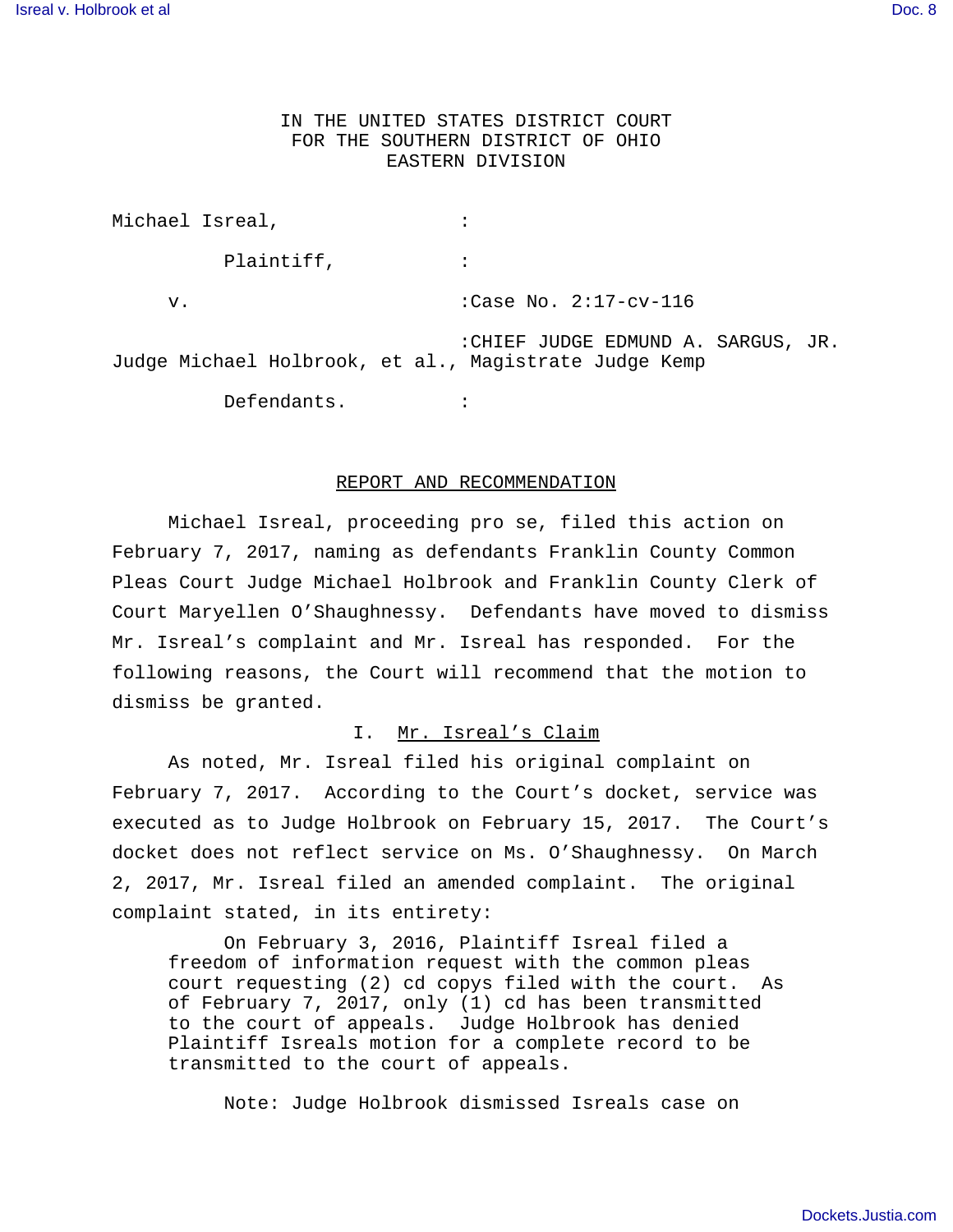IN THE UNITED STATES DISTRICT COURT
FOR THE SOUTHERN DISTRICT OF OHIO
EASTERN DIVISION

Michael Isreal, :

Plaintiff, :

v. :Case No. 2:17-cv-116

:CHIEF JUDGE EDMUND A. SARGUS, JR.
Judge Michael Holbrook, et al., Magistrate Judge Kemp

Defendants. :

## REPORT AND RECOMMENDATION

Michael Isreal, proceeding pro se, filed this action on February 7, 2017, naming as defendants Franklin County Common Pleas Court Judge Michael Holbrook and Franklin County Clerk of Court Maryellen O'Shaughnessy. Defendants have moved to dismiss Mr. Isreal's complaint and Mr. Isreal has responded. For the following reasons, the Court will recommend that the motion to dismiss be granted.

### I. Mr. Isreal's Claim

As noted, Mr. Isreal filed his original complaint on February 7, 2017. According to the Court's docket, service was executed as to Judge Holbrook on February 15, 2017. The Court's docket does not reflect service on Ms. O'Shaughnessy. On March 2, 2017, Mr. Isreal filed an amended complaint. The original complaint stated, in its entirety:

> On February 3, 2016, Plaintiff Isreal filed a freedom of information request with the common pleas court requesting (2) cd copys filed with the court. As of February 7, 2017, only (1) cd has been transmitted to the court of appeals. Judge Holbrook has denied Plaintiff Isreals motion for a complete record to be transmitted to the court of appeals.
>
> Note: Judge Holbrook dismissed Isreals case on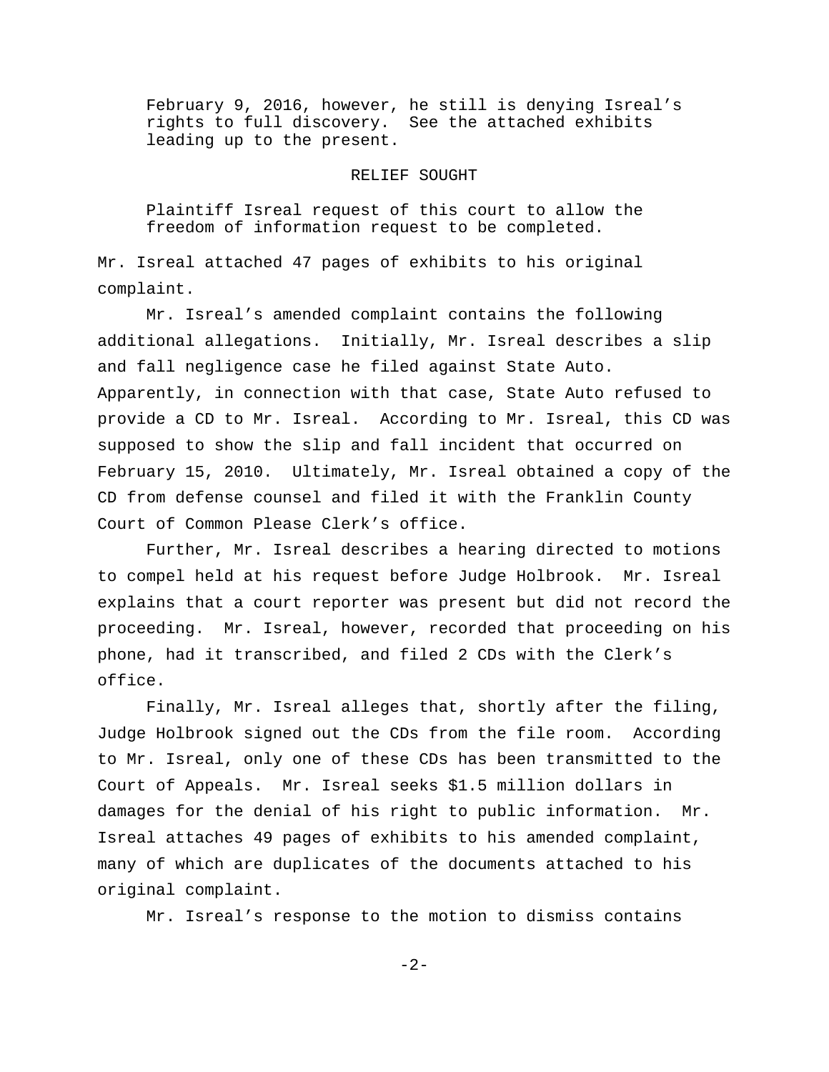> February 9, 2016, however, he still is denying Isreal's rights to full discovery. See the attached exhibits leading up to the present.
>
> RELIEF SOUGHT
>
> Plaintiff Isreal request of this court to allow the freedom of information request to be completed.

Mr. Isreal attached 47 pages of exhibits to his original complaint.

Mr. Isreal's amended complaint contains the following additional allegations. Initially, Mr. Isreal describes a slip and fall negligence case he filed against State Auto. Apparently, in connection with that case, State Auto refused to provide a CD to Mr. Isreal. According to Mr. Isreal, this CD was supposed to show the slip and fall incident that occurred on February 15, 2010. Ultimately, Mr. Isreal obtained a copy of the CD from defense counsel and filed it with the Franklin County Court of Common Please Clerk's office.

Further, Mr. Isreal describes a hearing directed to motions to compel held at his request before Judge Holbrook. Mr. Isreal explains that a court reporter was present but did not record the proceeding. Mr. Isreal, however, recorded that proceeding on his phone, had it transcribed, and filed 2 CDs with the Clerk's office.

Finally, Mr. Isreal alleges that, shortly after the filing, Judge Holbrook signed out the CDs from the file room. According to Mr. Isreal, only one of these CDs has been transmitted to the Court of Appeals. Mr. Isreal seeks $1.5 million dollars in damages for the denial of his right to public information. Mr. Isreal attaches 49 pages of exhibits to his amended complaint, many of which are duplicates of the documents attached to his original complaint.

Mr. Isreal's response to the motion to dismiss contains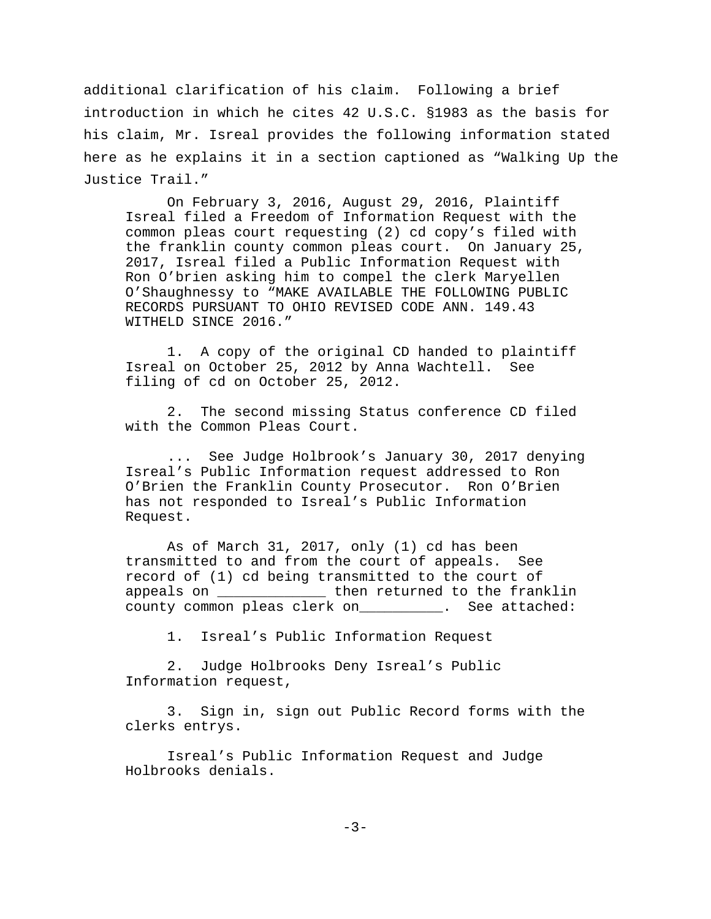additional clarification of his claim.  Following a brief introduction in which he cites 42 U.S.C. §1983 as the basis for his claim, Mr. Isreal provides the following information stated here as he explains it in a section captioned as "Walking Up the Justice Trail."

> On February 3, 2016, August 29, 2016, Plaintiff Isreal filed a Freedom of Information Request with the common pleas court requesting (2) cd copy's filed with the franklin county common pleas court.  On January 25, 2017, Isreal filed a Public Information Request with Ron O'brien asking him to compel the clerk Maryellen O'Shaughnessy to "MAKE AVAILABLE THE FOLLOWING PUBLIC RECORDS PURSUANT TO OHIO REVISED CODE ANN. 149.43 WITHELD SINCE 2016."
>
> 1.  A copy of the original CD handed to plaintiff Isreal on October 25, 2012 by Anna Wachtell.  See filing of cd on October 25, 2012.
>
> 2.  The second missing Status conference CD filed with the Common Pleas Court.
>
> ...  See Judge Holbrook's January 30, 2017 denying Isreal's Public Information request addressed to Ron O'Brien the Franklin County Prosecutor.  Ron O'Brien has not responded to Isreal's Public Information Request.
>
> As of March 31, 2017, only (1) cd has been transmitted to and from the court of appeals.  See record of (1) cd being transmitted to the court of appeals on _____________ then returned to the franklin county common pleas clerk on__________.  See attached:
>
> 1.  Isreal's Public Information Request
>
> 2.  Judge Holbrooks Deny Isreal's Public Information request,
>
> 3.  Sign in, sign out Public Record forms with the clerks entrys.
>
> Isreal's Public Information Request and Judge Holbrooks denials.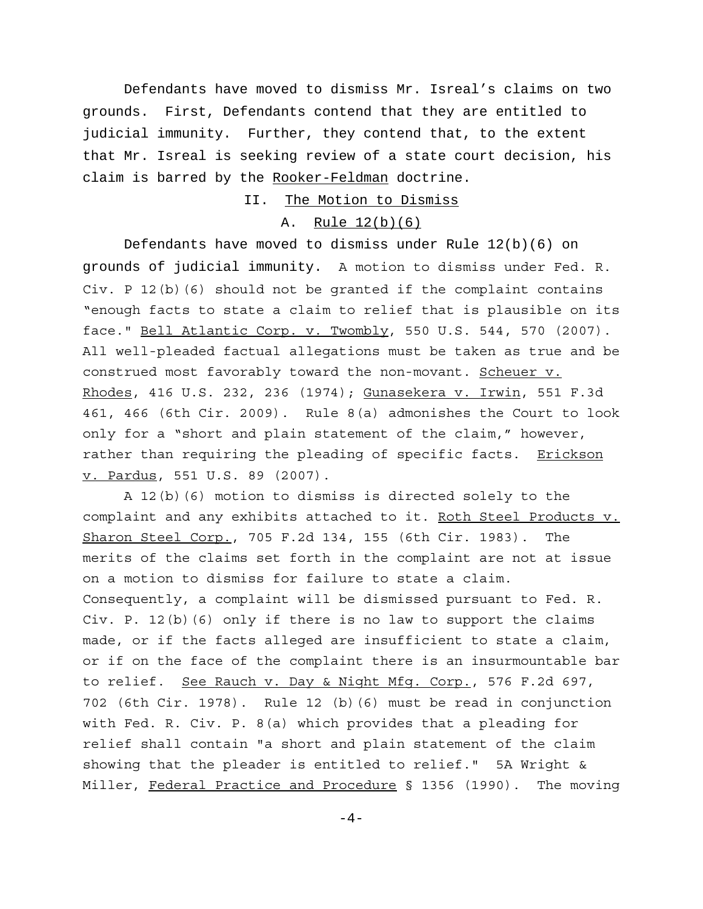Defendants have moved to dismiss Mr. Isreal's claims on two grounds. First, Defendants contend that they are entitled to judicial immunity. Further, they contend that, to the extent that Mr. Isreal is seeking review of a state court decision, his claim is barred by the Rooker-Feldman doctrine.

## II. The Motion to Dismiss

### A. Rule 12(b)(6)

Defendants have moved to dismiss under Rule 12(b)(6) on grounds of judicial immunity. A motion to dismiss under Fed. R. Civ. P 12(b)(6) should not be granted if the complaint contains "enough facts to state a claim to relief that is plausible on its face." Bell Atlantic Corp. v. Twombly, 550 U.S. 544, 570 (2007). All well-pleaded factual allegations must be taken as true and be construed most favorably toward the non-movant. Scheuer v. Rhodes, 416 U.S. 232, 236 (1974); Gunasekera v. Irwin, 551 F.3d 461, 466 (6th Cir. 2009). Rule 8(a) admonishes the Court to look only for a "short and plain statement of the claim," however, rather than requiring the pleading of specific facts. Erickson v. Pardus, 551 U.S. 89 (2007).

A 12(b)(6) motion to dismiss is directed solely to the complaint and any exhibits attached to it. Roth Steel Products v. Sharon Steel Corp., 705 F.2d 134, 155 (6th Cir. 1983). The merits of the claims set forth in the complaint are not at issue on a motion to dismiss for failure to state a claim. Consequently, a complaint will be dismissed pursuant to Fed. R. Civ. P. 12(b)(6) only if there is no law to support the claims made, or if the facts alleged are insufficient to state a claim, or if on the face of the complaint there is an insurmountable bar to relief. See Rauch v. Day & Night Mfg. Corp., 576 F.2d 697, 702 (6th Cir. 1978). Rule 12 (b)(6) must be read in conjunction with Fed. R. Civ. P. 8(a) which provides that a pleading for relief shall contain "a short and plain statement of the claim showing that the pleader is entitled to relief." 5A Wright & Miller, Federal Practice and Procedure § 1356 (1990). The moving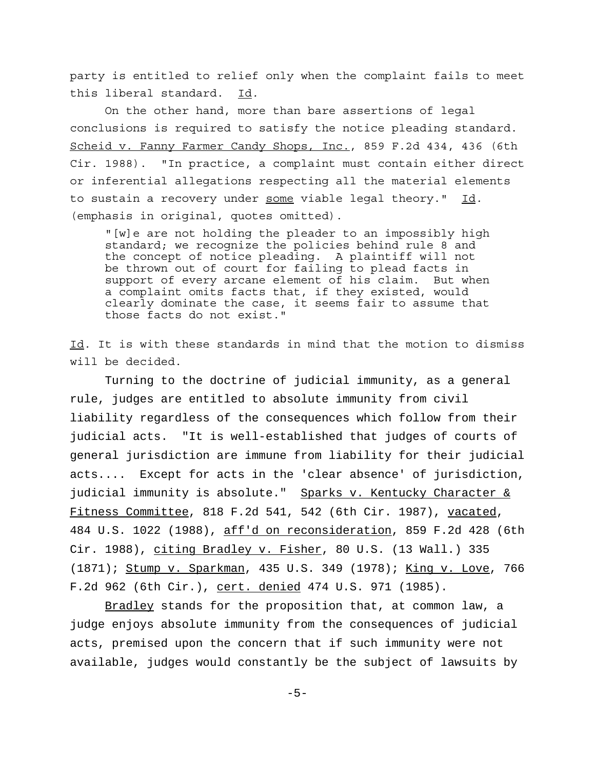party is entitled to relief only when the complaint fails to meet this liberal standard. Id.

On the other hand, more than bare assertions of legal conclusions is required to satisfy the notice pleading standard. Scheid v. Fanny Farmer Candy Shops, Inc., 859 F.2d 434, 436 (6th Cir. 1988). "In practice, a complaint must contain either direct or inferential allegations respecting all the material elements to sustain a recovery under _some_ viable legal theory." Id. (emphasis in original, quotes omitted).

> "[w]e are not holding the pleader to an impossibly high standard; we recognize the policies behind rule 8 and the concept of notice pleading. A plaintiff will not be thrown out of court for failing to plead facts in support of every arcane element of his claim. But when a complaint omits facts that, if they existed, would clearly dominate the case, it seems fair to assume that those facts do not exist."

Id. It is with these standards in mind that the motion to dismiss will be decided.

Turning to the doctrine of judicial immunity, as a general rule, judges are entitled to absolute immunity from civil liability regardless of the consequences which follow from their judicial acts. "It is well-established that judges of courts of general jurisdiction are immune from liability for their judicial acts.... Except for acts in the 'clear absence' of jurisdiction, judicial immunity is absolute." Sparks v. Kentucky Character & Fitness Committee, 818 F.2d 541, 542 (6th Cir. 1987), vacated, 484 U.S. 1022 (1988), aff'd on reconsideration, 859 F.2d 428 (6th Cir. 1988), citing Bradley v. Fisher, 80 U.S. (13 Wall.) 335 (1871); Stump v. Sparkman, 435 U.S. 349 (1978); King v. Love, 766 F.2d 962 (6th Cir.), cert. denied 474 U.S. 971 (1985).

Bradley stands for the proposition that, at common law, a judge enjoys absolute immunity from the consequences of judicial acts, premised upon the concern that if such immunity were not available, judges would constantly be the subject of lawsuits by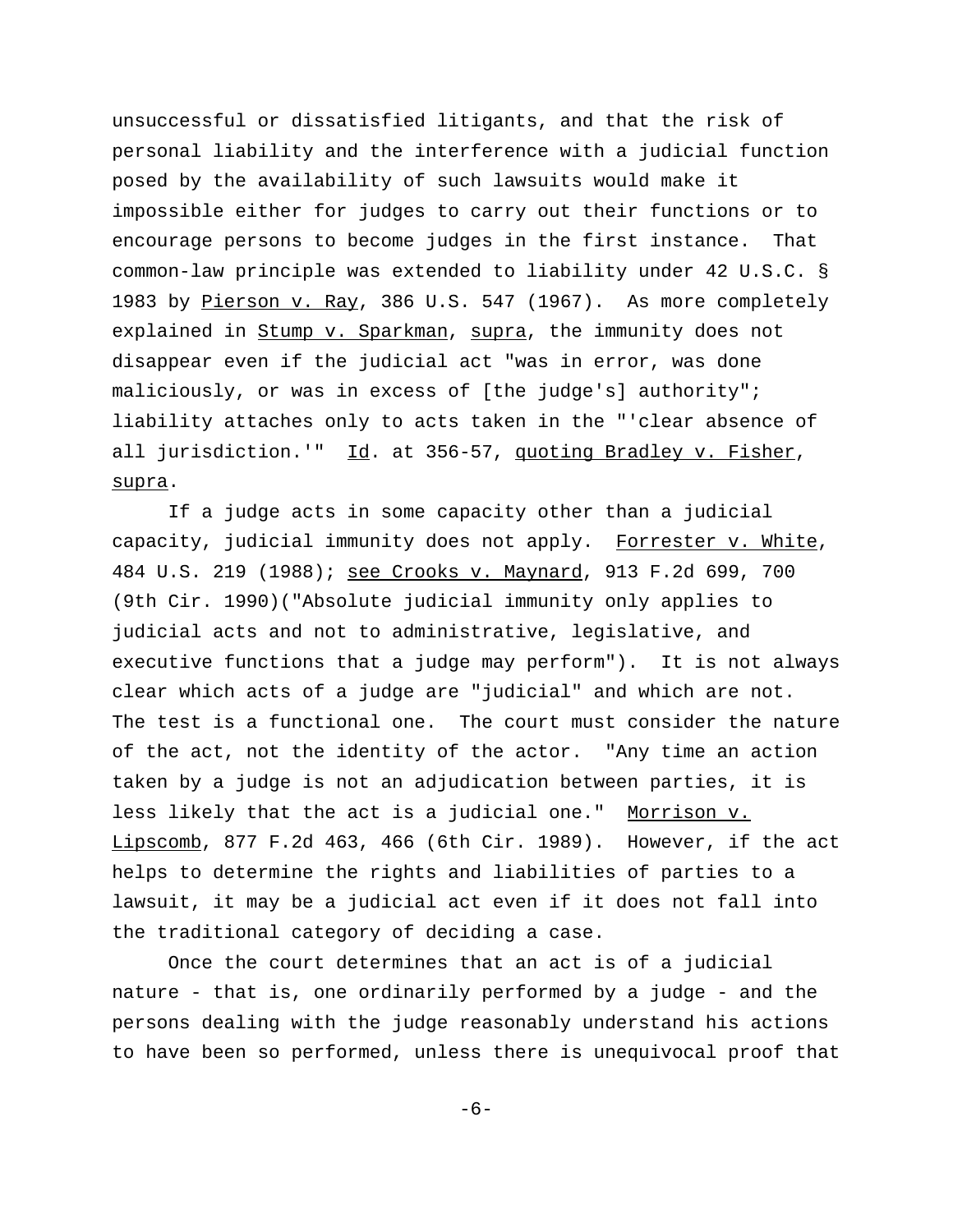unsuccessful or dissatisfied litigants, and that the risk of personal liability and the interference with a judicial function posed by the availability of such lawsuits would make it impossible either for judges to carry out their functions or to encourage persons to become judges in the first instance. That common-law principle was extended to liability under 42 U.S.C. § 1983 by Pierson v. Ray, 386 U.S. 547 (1967). As more completely explained in Stump v. Sparkman, supra, the immunity does not disappear even if the judicial act "was in error, was done maliciously, or was in excess of [the judge's] authority"; liability attaches only to acts taken in the "'clear absence of all jurisdiction.'" Id. at 356-57, quoting Bradley v. Fisher, supra.

If a judge acts in some capacity other than a judicial capacity, judicial immunity does not apply. Forrester v. White, 484 U.S. 219 (1988); see Crooks v. Maynard, 913 F.2d 699, 700 (9th Cir. 1990)("Absolute judicial immunity only applies to judicial acts and not to administrative, legislative, and executive functions that a judge may perform"). It is not always clear which acts of a judge are "judicial" and which are not. The test is a functional one. The court must consider the nature of the act, not the identity of the actor. "Any time an action taken by a judge is not an adjudication between parties, it is less likely that the act is a judicial one." Morrison v. Lipscomb, 877 F.2d 463, 466 (6th Cir. 1989). However, if the act helps to determine the rights and liabilities of parties to a lawsuit, it may be a judicial act even if it does not fall into the traditional category of deciding a case.

Once the court determines that an act is of a judicial nature - that is, one ordinarily performed by a judge - and the persons dealing with the judge reasonably understand his actions to have been so performed, unless there is unequivocal proof that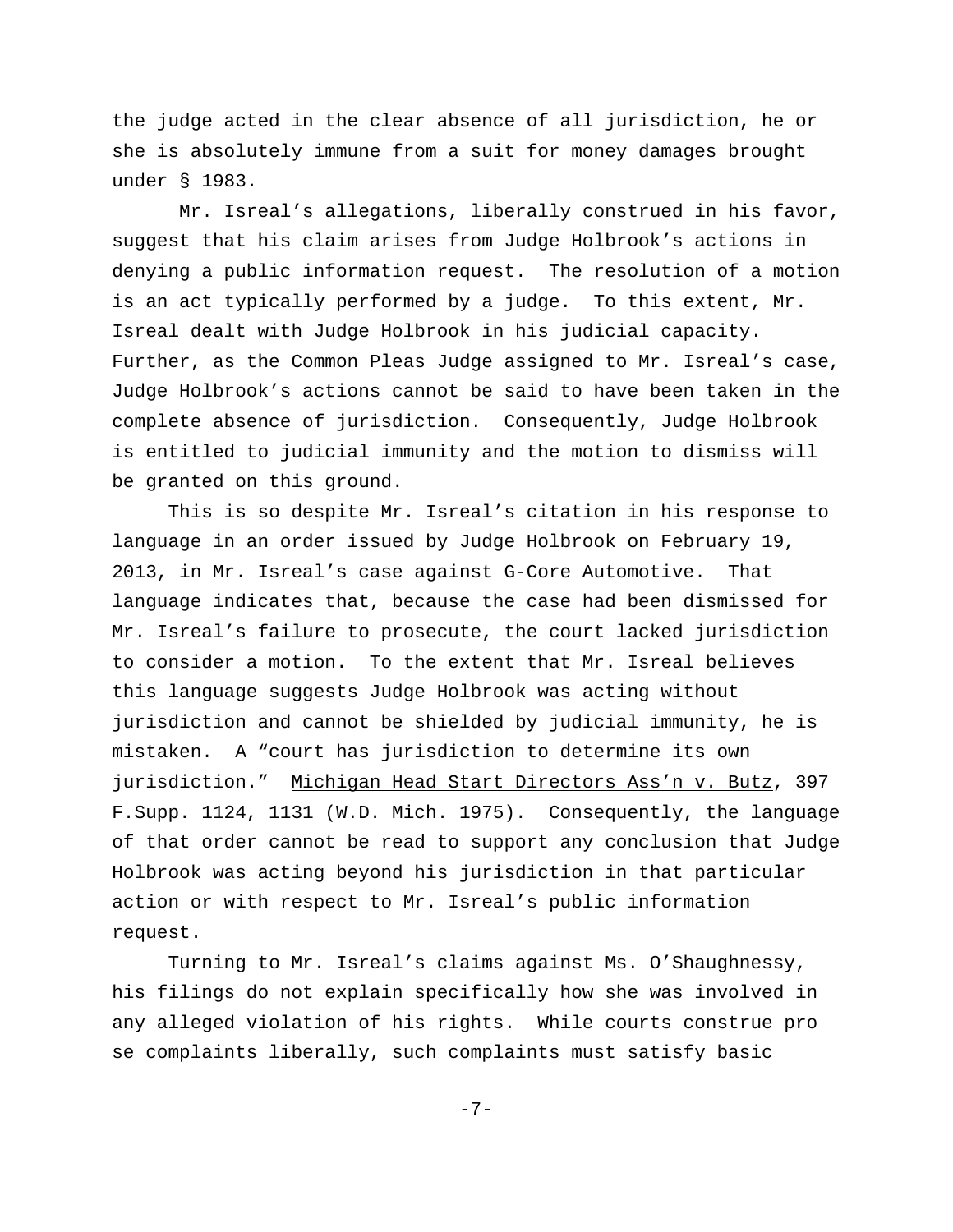the judge acted in the clear absence of all jurisdiction, he or she is absolutely immune from a suit for money damages brought under § 1983.

Mr. Isreal's allegations, liberally construed in his favor, suggest that his claim arises from Judge Holbrook's actions in denying a public information request. The resolution of a motion is an act typically performed by a judge. To this extent, Mr. Isreal dealt with Judge Holbrook in his judicial capacity. Further, as the Common Pleas Judge assigned to Mr. Isreal's case, Judge Holbrook's actions cannot be said to have been taken in the complete absence of jurisdiction. Consequently, Judge Holbrook is entitled to judicial immunity and the motion to dismiss will be granted on this ground.

This is so despite Mr. Isreal's citation in his response to language in an order issued by Judge Holbrook on February 19, 2013, in Mr. Isreal's case against G-Core Automotive. That language indicates that, because the case had been dismissed for Mr. Isreal's failure to prosecute, the court lacked jurisdiction to consider a motion. To the extent that Mr. Isreal believes this language suggests Judge Holbrook was acting without jurisdiction and cannot be shielded by judicial immunity, he is mistaken. A "court has jurisdiction to determine its own jurisdiction." Michigan Head Start Directors Ass'n v. Butz, 397 F.Supp. 1124, 1131 (W.D. Mich. 1975). Consequently, the language of that order cannot be read to support any conclusion that Judge Holbrook was acting beyond his jurisdiction in that particular action or with respect to Mr. Isreal's public information request.

Turning to Mr. Isreal's claims against Ms. O'Shaughnessy, his filings do not explain specifically how she was involved in any alleged violation of his rights. While courts construe pro se complaints liberally, such complaints must satisfy basic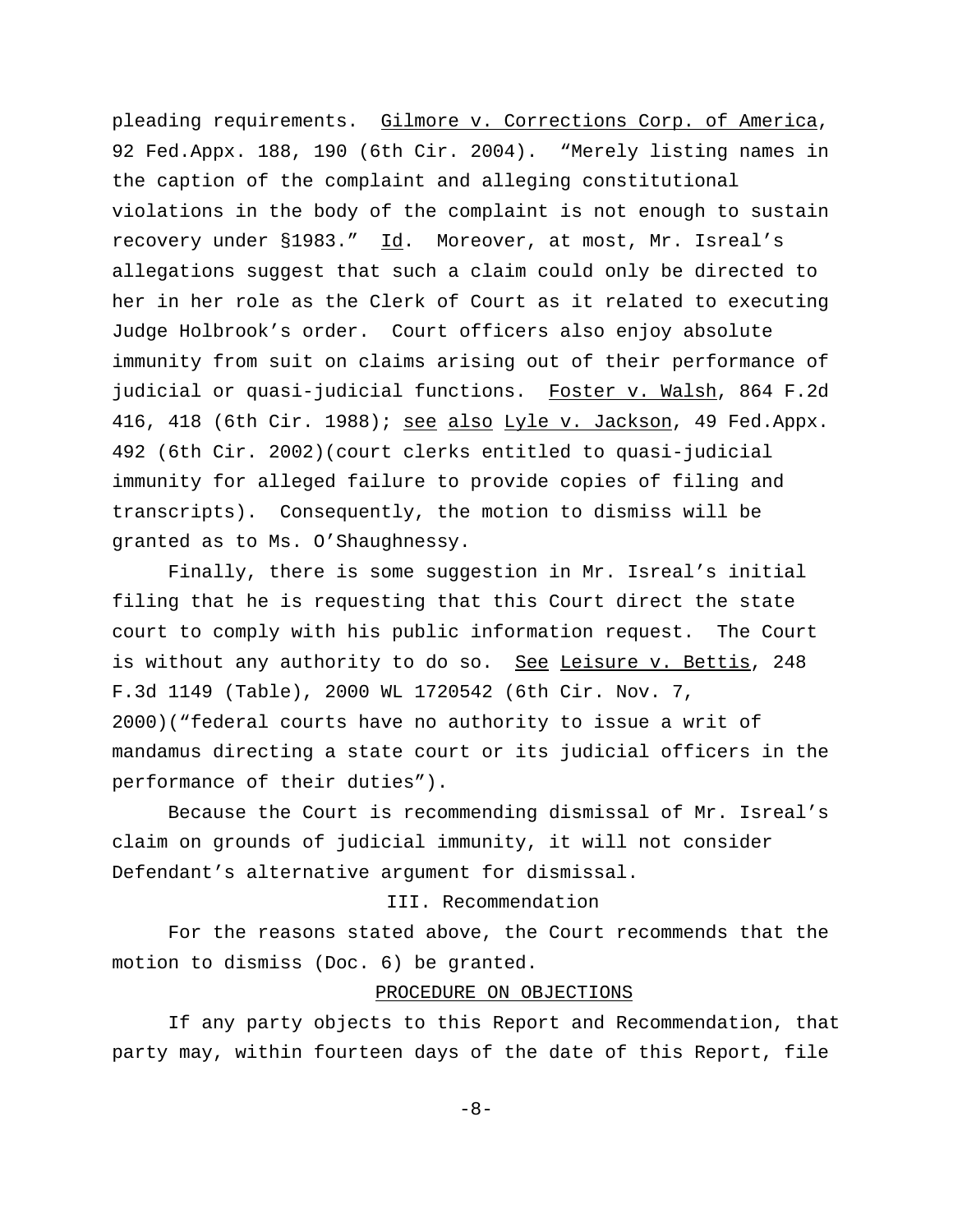pleading requirements. Gilmore v. Corrections Corp. of America, 92 Fed.Appx. 188, 190 (6th Cir. 2004). "Merely listing names in the caption of the complaint and alleging constitutional violations in the body of the complaint is not enough to sustain recovery under §1983." Id. Moreover, at most, Mr. Isreal's allegations suggest that such a claim could only be directed to her in her role as the Clerk of Court as it related to executing Judge Holbrook's order. Court officers also enjoy absolute immunity from suit on claims arising out of their performance of judicial or quasi-judicial functions. Foster v. Walsh, 864 F.2d 416, 418 (6th Cir. 1988); see also Lyle v. Jackson, 49 Fed.Appx. 492 (6th Cir. 2002)(court clerks entitled to quasi-judicial immunity for alleged failure to provide copies of filing and transcripts). Consequently, the motion to dismiss will be granted as to Ms. O'Shaughnessy.

Finally, there is some suggestion in Mr. Isreal's initial filing that he is requesting that this Court direct the state court to comply with his public information request. The Court is without any authority to do so. See Leisure v. Bettis, 248 F.3d 1149 (Table), 2000 WL 1720542 (6th Cir. Nov. 7, 2000)("federal courts have no authority to issue a writ of mandamus directing a state court or its judicial officers in the performance of their duties").

Because the Court is recommending dismissal of Mr. Isreal's claim on grounds of judicial immunity, it will not consider Defendant's alternative argument for dismissal.

## III. Recommendation

For the reasons stated above, the Court recommends that the motion to dismiss (Doc. 6) be granted.

## PROCEDURE ON OBJECTIONS

If any party objects to this Report and Recommendation, that party may, within fourteen days of the date of this Report, file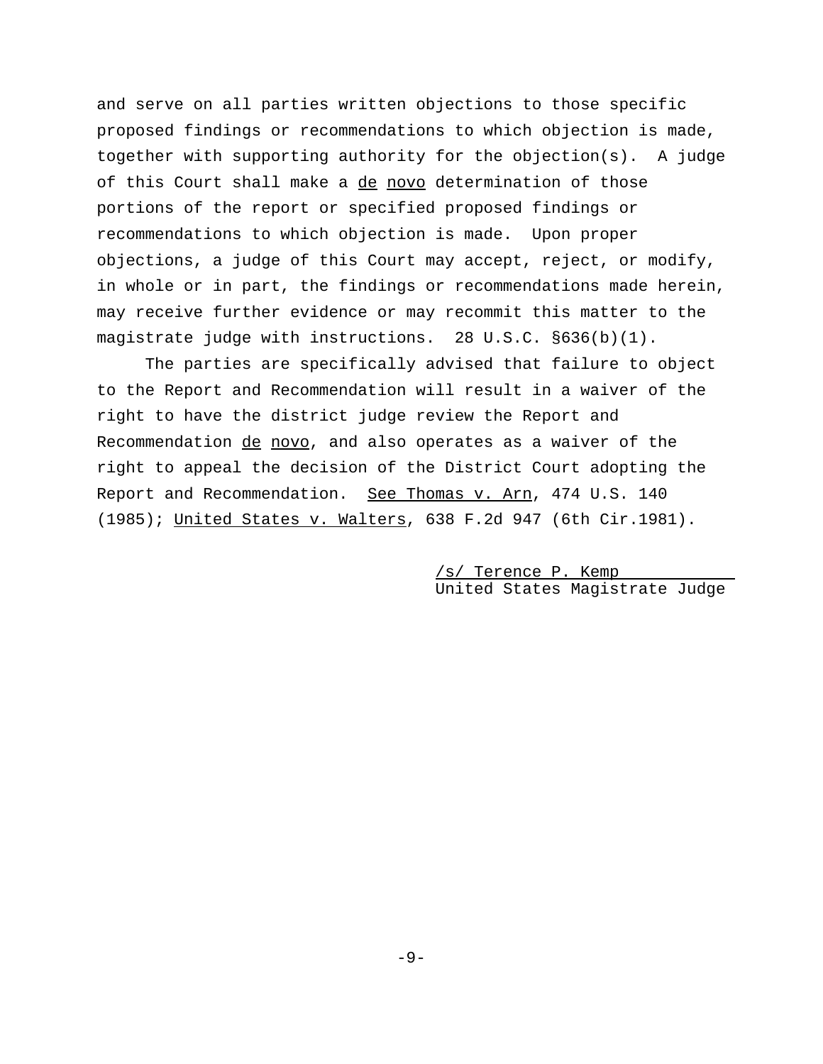and serve on all parties written objections to those specific proposed findings or recommendations to which objection is made, together with supporting authority for the objection(s). A judge of this Court shall make a de novo determination of those portions of the report or specified proposed findings or recommendations to which objection is made. Upon proper objections, a judge of this Court may accept, reject, or modify, in whole or in part, the findings or recommendations made herein, may receive further evidence or may recommit this matter to the magistrate judge with instructions. 28 U.S.C. §636(b)(1).

The parties are specifically advised that failure to object to the Report and Recommendation will result in a waiver of the right to have the district judge review the Report and Recommendation de novo, and also operates as a waiver of the right to appeal the decision of the District Court adopting the Report and Recommendation. See Thomas v. Arn, 474 U.S. 140 (1985); United States v. Walters, 638 F.2d 947 (6th Cir.1981).

/s/ Terence P. Kemp
United States Magistrate Judge